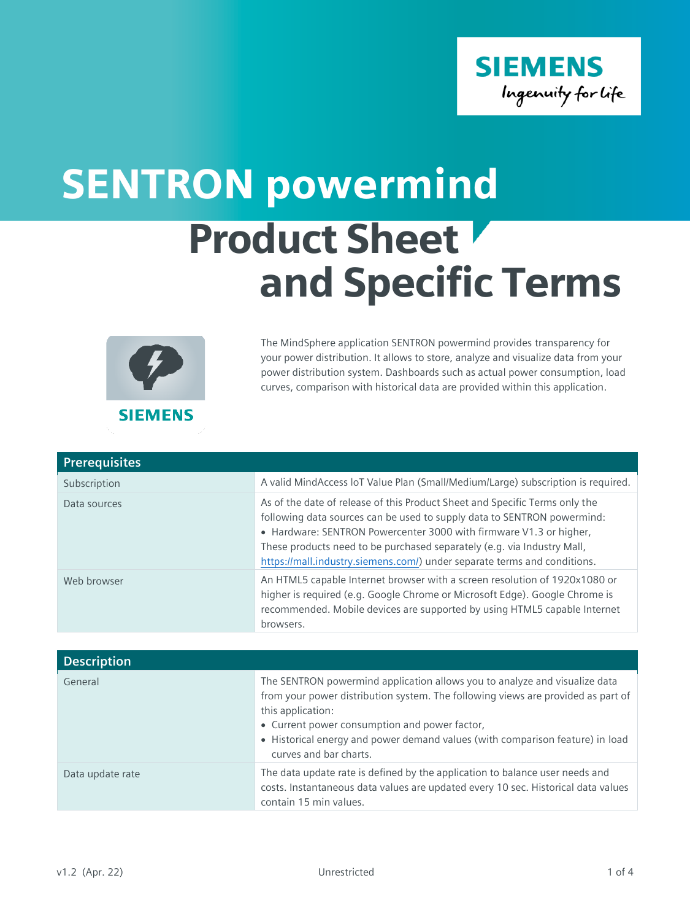# SENTRON powermind

## Product Sheet and Specific Terms

The MindSphere application SENTRON powermind provides transparency for your power distribution. It allows to store, analyze and visualize data from your power distribution system. Dashboards such as actual power consumption, load curves, comparison with historical data are provided within this application.

| Prerequisites | |
|---|---|
| Subscription | A valid MindAccess IoT Value Plan (Small/Medium/Large) subscription is required. |
| Data sources | As of the date of release of this Product Sheet and Specific Terms only the following data sources can be used to supply data to SENTRON powermind:<br>• Hardware: SENTRON Powercenter 3000 with firmware V1.3 or higher,<br>These products need to be purchased separately (e.g. via Industry Mall, https://mall.industry.siemens.com/) under separate terms and conditions. |
| Web browser | An HTML5 capable Internet browser with a screen resolution of 1920x1080 or higher is required (e.g. Google Chrome or Microsoft Edge). Google Chrome is recommended. Mobile devices are supported by using HTML5 capable Internet browsers. |

| Description | |
|---|---|
| General | The SENTRON powermind application allows you to analyze and visualize data from your power distribution system. The following views are provided as part of this application:<br>• Current power consumption and power factor,<br>• Historical energy and power demand values (with comparison feature) in load curves and bar charts. |
| Data update rate | The data update rate is defined by the application to balance user needs and costs. Instantaneous data values are updated every 10 sec. Historical data values contain 15 min values. |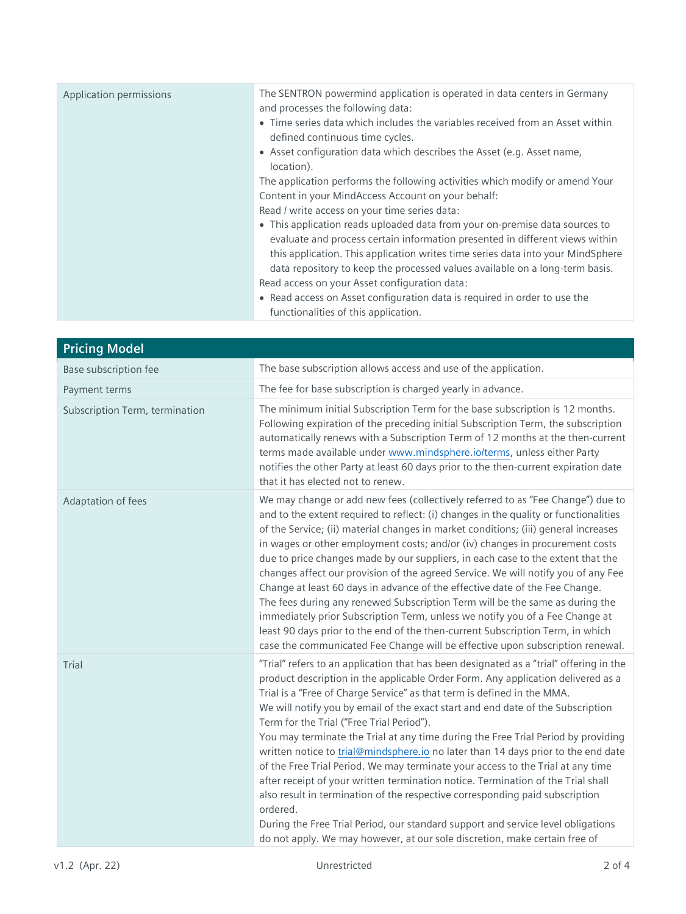| | |
|---|---|
| Application permissions | The SENTRON powermind application is operated in data centers in Germany and processes the following data:<br>• Time series data which includes the variables received from an Asset within defined continuous time cycles.<br>• Asset configuration data which describes the Asset (e.g. Asset name, location).<br>The application performs the following activities which modify or amend Your Content in your MindAccess Account on your behalf:<br>Read / write access on your time series data:<br>• This application reads uploaded data from your on-premise data sources to evaluate and process certain information presented in different views within this application. This application writes time series data into your MindSphere data repository to keep the processed values available on a long-term basis.<br>Read access on your Asset configuration data:<br>• Read access on Asset configuration data is required in order to use the functionalities of this application. |

| **Pricing Model** | |
|---|---|
| Base subscription fee | The base subscription allows access and use of the application. |
| Payment terms | The fee for base subscription is charged yearly in advance. |
| Subscription Term, termination | The minimum initial Subscription Term for the base subscription is 12 months. Following expiration of the preceding initial Subscription Term, the subscription automatically renews with a Subscription Term of 12 months at the then-current terms made available under www.mindsphere.io/terms, unless either Party notifies the other Party at least 60 days prior to the then-current expiration date that it has elected not to renew. |
| Adaptation of fees | We may change or add new fees (collectively referred to as "Fee Change") due to and to the extent required to reflect: (i) changes in the quality or functionalities of the Service; (ii) material changes in market conditions; (iii) general increases in wages or other employment costs; and/or (iv) changes in procurement costs due to price changes made by our suppliers, in each case to the extent that the changes affect our provision of the agreed Service. We will notify you of any Fee Change at least 60 days in advance of the effective date of the Fee Change. The fees during any renewed Subscription Term will be the same as during the immediately prior Subscription Term, unless we notify you of a Fee Change at least 90 days prior to the end of the then-current Subscription Term, in which case the communicated Fee Change will be effective upon subscription renewal. |
| Trial | "Trial" refers to an application that has been designated as a "trial" offering in the product description in the applicable Order Form. Any application delivered as a Trial is a "Free of Charge Service" as that term is defined in the MMA.<br>We will notify you by email of the exact start and end date of the Subscription Term for the Trial ("Free Trial Period").<br>You may terminate the Trial at any time during the Free Trial Period by providing written notice to trial@mindsphere.io no later than 14 days prior to the end date of the Free Trial Period. We may terminate your access to the Trial at any time after receipt of your written termination notice. Termination of the Trial shall also result in termination of the respective corresponding paid subscription ordered.<br>During the Free Trial Period, our standard support and service level obligations do not apply. We may however, at our sole discretion, make certain free of |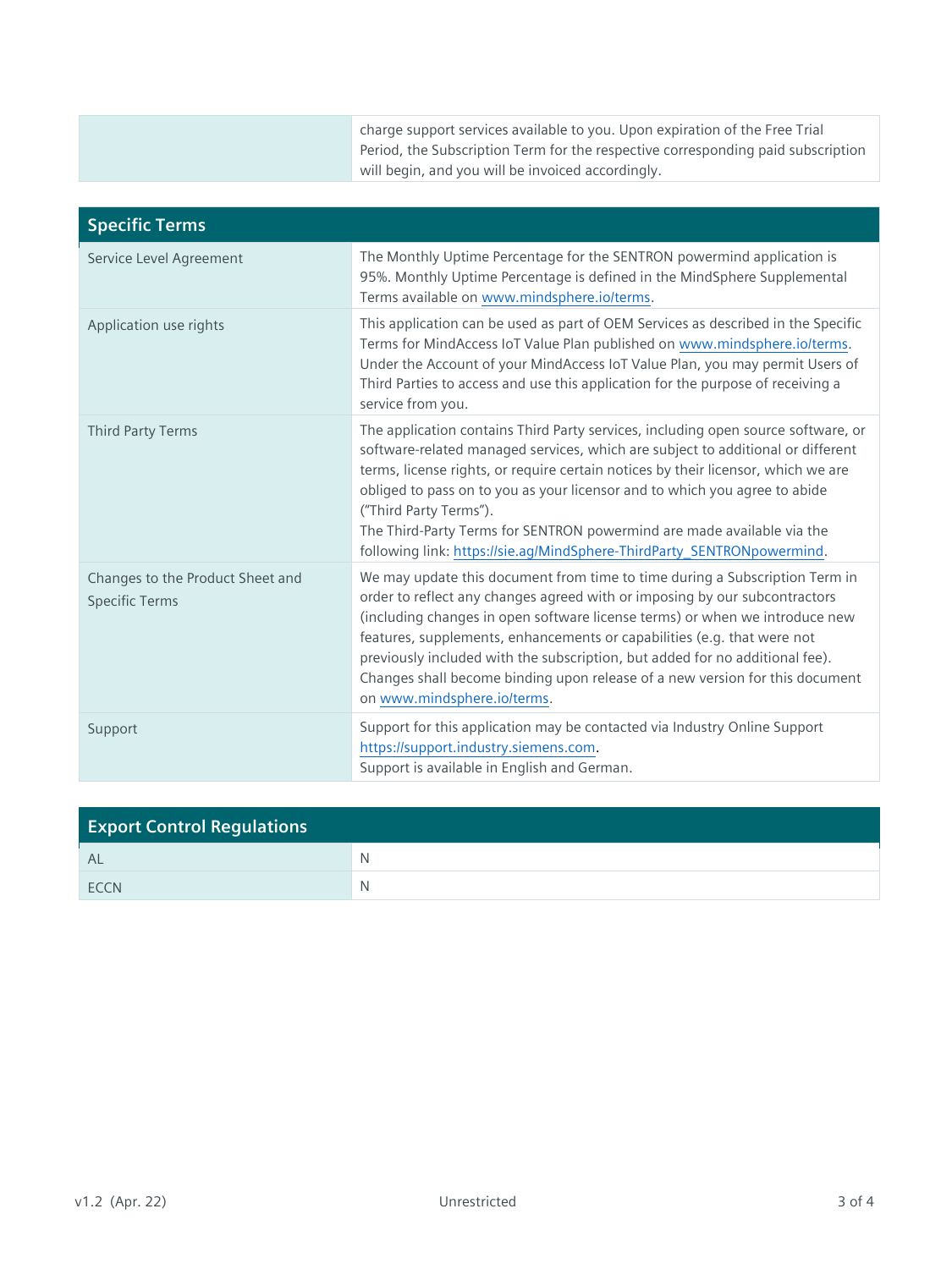| | |
|---|---|
| | charge support services available to you. Upon expiration of the Free Trial Period, the Subscription Term for the respective corresponding paid subscription will begin, and you will be invoiced accordingly. |

| Specific Terms | |
|---|---|
| Service Level Agreement | The Monthly Uptime Percentage for the SENTRON powermind application is 95%. Monthly Uptime Percentage is defined in the MindSphere Supplemental Terms available on www.mindsphere.io/terms. |
| Application use rights | This application can be used as part of OEM Services as described in the Specific Terms for MindAccess IoT Value Plan published on www.mindsphere.io/terms. Under the Account of your MindAccess IoT Value Plan, you may permit Users of Third Parties to access and use this application for the purpose of receiving a service from you. |
| Third Party Terms | The application contains Third Party services, including open source software, or software-related managed services, which are subject to additional or different terms, license rights, or require certain notices by their licensor, which we are obliged to pass on to you as your licensor and to which you agree to abide ("Third Party Terms").<br>The Third-Party Terms for SENTRON powermind are made available via the following link: https://sie.ag/MindSphere-ThirdParty_SENTRONpowermind. |
| Changes to the Product Sheet and Specific Terms | We may update this document from time to time during a Subscription Term in order to reflect any changes agreed with or imposing by our subcontractors (including changes in open software license terms) or when we introduce new features, supplements, enhancements or capabilities (e.g. that were not previously included with the subscription, but added for no additional fee). Changes shall become binding upon release of a new version for this document on www.mindsphere.io/terms. |
| Support | Support for this application may be contacted via Industry Online Support https://support.industry.siemens.com.<br>Support is available in English and German. |

| Export Control Regulations | |
|---|---|
| AL | N |
| ECCN | N |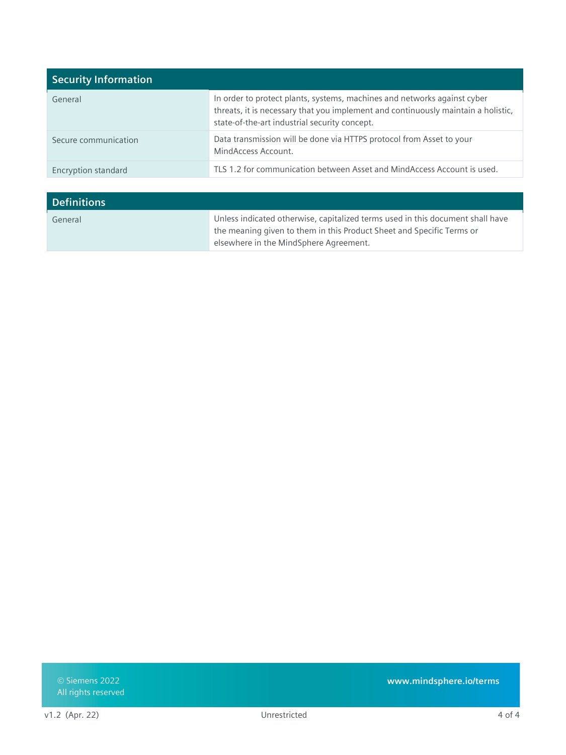| Security Information | |
|---|---|
| General | In order to protect plants, systems, machines and networks against cyber threats, it is necessary that you implement and continuously maintain a holistic, state-of-the-art industrial security concept. |
| Secure communication | Data transmission will be done via HTTPS protocol from Asset to your MindAccess Account. |
| Encryption standard | TLS 1.2 for communication between Asset and MindAccess Account is used. |

| Definitions | |
|---|---|
| General | Unless indicated otherwise, capitalized terms used in this document shall have the meaning given to them in this Product Sheet and Specific Terms or elsewhere in the MindSphere Agreement. |

© Siemens 2022
All rights reserved

www.mindsphere.io/terms

v1.2 (Apr. 22) Unrestricted